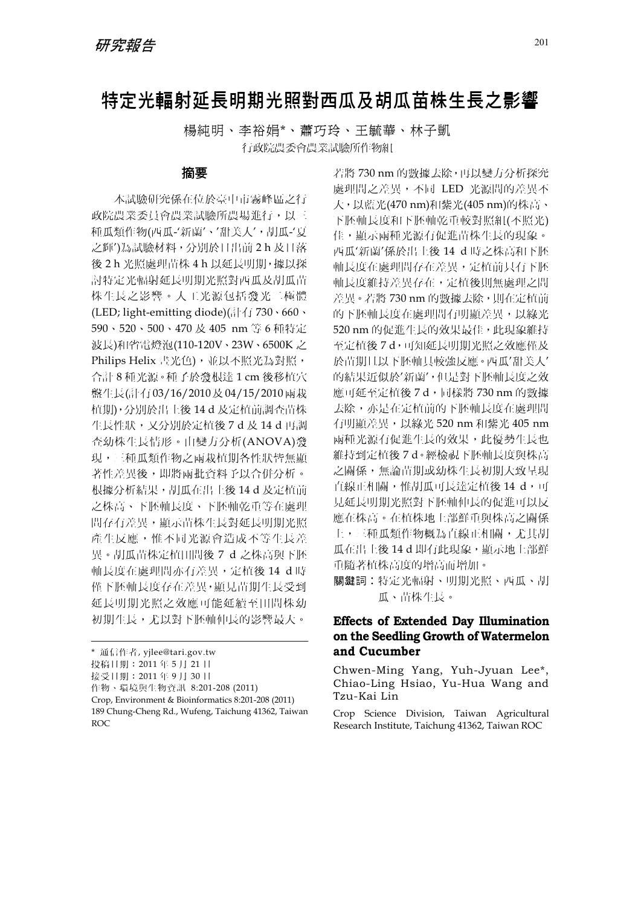研究報告

# 特定光輻射延長明期光照對西瓜及胡瓜苗株生長之影響

楊純明、李裕娟*、蕭巧玲、王毓華、林子凱

行政院農委會農業試驗所作物組

## 摘要

本試驗研究係在位於臺中市霧峰區之行政院農業委員會農業試驗所農場進行，以三種瓜類作物(西瓜-'新蘭'、'甜美人'，胡瓜-'夏之輝')為試驗材料，分別於日出前 2 h 及日落後 2 h 光照處理苗株 4 h 以延長明期，據以探討特定光輻射延長明期光照對西瓜及胡瓜苗株生長之影響。人工光源包括發光二極體(LED; light-emitting diode)(計有 730、660、590、520、500、470 及 405 nm 等 6 種特定波長)和省電燈泡(110-120V、23W、6500K 之 Philips Helix 晝光色)，並以不照光為對照，合計 8 種光源。種子於發根達 1 cm 後移植穴盤生長(計有 03/16/2010 及 04/15/2010 兩栽植期)，分別於出土後 14 d 及定植前調查苗株生長性狀，又分別於定植後 7 d 及 14 d 再調查幼株生長情形。由變方分析(ANOVA)發現，三種瓜類作物之兩栽植期各性狀皆無顯著性差異後，即將兩批資料予以合併分析。根據分析結果，胡瓜在出土後 14 d 及定植前之株高、下胚軸長度、下胚軸乾重等在處理間存有差異，顯示苗株生長對延長明期光照產生反應，惟不同光源會造成不等生長差異。胡瓜苗株定植田間後 7 d 之株高與下胚軸長度在處理間亦有差異，定植後 14 d 時僅下胚軸長度存在差異，顯見苗期生長受到延長明期光照之效應可能延續至田間株幼初期生長，尤以對下胚軸伸長的影響最大。若將 730 nm 的數據去除，再以變方分析探究處理間之差異，不同 LED 光源間的差異不大，以藍光(470 nm)和紫光(405 nm)的株高、下胚軸長度和下胚軸乾重較對照組(不照光)佳，顯示兩種光源有促進苗株生長的現象。西瓜'新蘭'係於出土後 14 d 時之株高和下胚軸長度在處理間存在差異，定植前只有下胚軸長度維持差異存在，定植後則無處理之間差異。若將 730 nm 的數據去除，則在定植前的下胚軸長度在處理間有明顯差異，以綠光 520 nm 的促進生長的效果最佳，此現象維持至定植後 7 d，可知延長明期光照之效應僅及於苗期且以下胚軸具較強反應。西瓜'甜美人'的結果近似於'新蘭'，但是對下胚軸長度之效應可延至定植後 7 d，同樣將 730 nm 的數據去除，亦是在定植前的下胚軸長度在處理間有明顯差異，以綠光 520 nm 和紫光 405 nm 兩種光源有促進生長的效果，此優勢生長也維持到定植後 7 d。經檢視下胚軸長度與株高之關係，無論苗期或幼株生長初期大致呈現直線正相關，惟胡瓜可長達定植後 14 d，可見延長明期光照對下胚軸伸長的促進可以反應在株高。在植株地上部鮮重與株高之關係上，三種瓜類作物概為直線正相關，尤其胡瓜在出土後 14 d 即有此現象，顯示地上部鮮重隨著植株高度的增高而增加。

**關鍵詞**：特定光輻射、明期光照、西瓜、胡瓜、苗株生長。

---

\* 通信作者, yjlee@tari.gov.tw
投稿日期：2011 年 5 月 21 日
接受日期：2011 年 9 月 30 日
作物、環境與生物資訊 8:201-208 (2011)
Crop, Environment & Bioinformatics 8:201-208 (2011)
189 Chung-Cheng Rd., Wufeng, Taichung 41362, Taiwan ROC

## Effects of Extended Day Illumination on the Seedling Growth of Watermelon and Cucumber

Chwen-Ming Yang, Yuh-Jyuan Lee*, Chiao-Ling Hsiao, Yu-Hua Wang and Tzu-Kai Lin

Crop Science Division, Taiwan Agricultural Research Institute, Taichung 41362, Taiwan ROC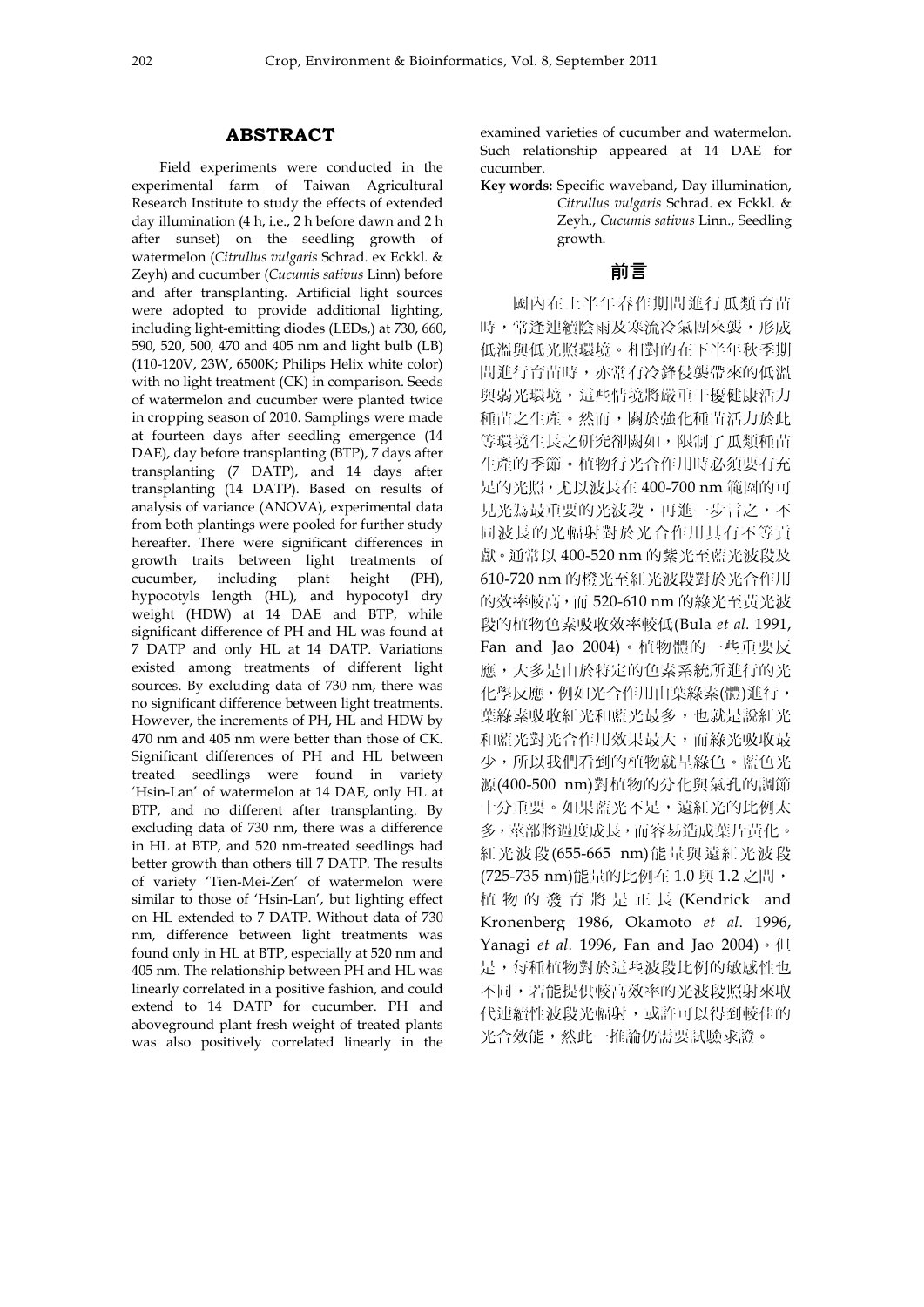## ABSTRACT

Field experiments were conducted in the experimental farm of Taiwan Agricultural Research Institute to study the effects of extended day illumination (4 h, i.e., 2 h before dawn and 2 h after sunset) on the seedling growth of watermelon (*Citrullus vulgaris* Schrad. ex Eckkl. & Zeyh) and cucumber (*Cucumis sativus* Linn) before and after transplanting. Artificial light sources were adopted to provide additional lighting, including light-emitting diodes (LEDs,) at 730, 660, 590, 520, 500, 470 and 405 nm and light bulb (LB) (110-120V, 23W, 6500K; Philips Helix white color) with no light treatment (CK) in comparison. Seeds of watermelon and cucumber were planted twice in cropping season of 2010. Samplings were made at fourteen days after seedling emergence (14 DAE), day before transplanting (BTP), 7 days after transplanting (7 DATP), and 14 days after transplanting (14 DATP). Based on results of analysis of variance (ANOVA), experimental data from both plantings were pooled for further study hereafter. There were significant differences in growth traits between light treatments of cucumber, including plant height (PH), hypocotyls length (HL), and hypocotyl dry weight (HDW) at 14 DAE and BTP, while significant difference of PH and HL was found at 7 DATP and only HL at 14 DATP. Variations existed among treatments of different light sources. By excluding data of 730 nm, there was no significant difference between light treatments. However, the increments of PH, HL and HDW by 470 nm and 405 nm were better than those of CK. Significant differences of PH and HL between treated seedlings were found in variety 'Hsin-Lan' of watermelon at 14 DAE, only HL at BTP, and no different after transplanting. By excluding data of 730 nm, there was a difference in HL at BTP, and 520 nm-treated seedlings had better growth than others till 7 DATP. The results of variety 'Tien-Mei-Zen' of watermelon were similar to those of 'Hsin-Lan', but lighting effect on HL extended to 7 DATP. Without data of 730 nm, difference between light treatments was found only in HL at BTP, especially at 520 nm and 405 nm. The relationship between PH and HL was linearly correlated in a positive fashion, and could extend to 14 DATP for cucumber. PH and aboveground plant fresh weight of treated plants was also positively correlated linearly in the examined varieties of cucumber and watermelon. Such relationship appeared at 14 DAE for cucumber.

**Key words:** Specific waveband, Day illumination, *Citrullus vulgaris* Schrad. ex Eckkl. & Zeyh., *Cucumis sativus* Linn., Seedling growth.

## 前言

國內在上半年春作期間進行瓜類育苗時，常逢連續陰雨及寒流冷氣團來襲，形成低溫與低光照環境。相對的在下半年秋季期間進行育苗時，亦常有冷鋒侵襲帶來的低溫與弱光環境，這些情境將嚴重干擾健康活力種苗之生產。然而，關於強化種苗活力於此等環境生長之研究卻闕如，限制了瓜類種苗生產的季節。植物行光合作用時必須要有充足的光照，尤以波長在 400-700 nm 範圍的可見光為最重要的光波段，再進一步言之，不同波長的光幅射對於光合作用具有不等貢獻。通常以 400-520 nm 的紫光至藍光波段及 610-720 nm 的橙光至紅光波段對於光合作用的效率較高，而 520-610 nm 的綠光至黃光波段的植物色素吸收效率較低(Bula *et al*. 1991, Fan and Jao 2004)。植物體的一些重要反應，大多是由於特定的色素系統所進行的光化學反應，例如光合作用由葉綠素(體)進行，葉綠素吸收紅光和藍光最多，也就是說紅光和藍光對光合作用效果最大，而綠光吸收最少，所以我們看到的植物就呈綠色。藍色光源(400-500 nm)對植物的分化與氣孔的調節十分重要。如果藍光不足，遠紅光的比例太多，莖部將過度成長，而容易造成葉片黃化。紅光波段(655-665 nm)能量與遠紅光波段(725-735 nm)能量的比例在 1.0 與 1.2 之間，植物的發育將是正長(Kendrick and Kronenberg 1986, Okamoto *et al*. 1996, Yanagi *et al*. 1996, Fan and Jao 2004)。但是，每種植物對於這些波段比例的敏感性也不同，若能提供較高效率的光波段照射來取代連續性波段光幅射，或許可以得到較佳的光合效能，然此一推論仍需要試驗求證。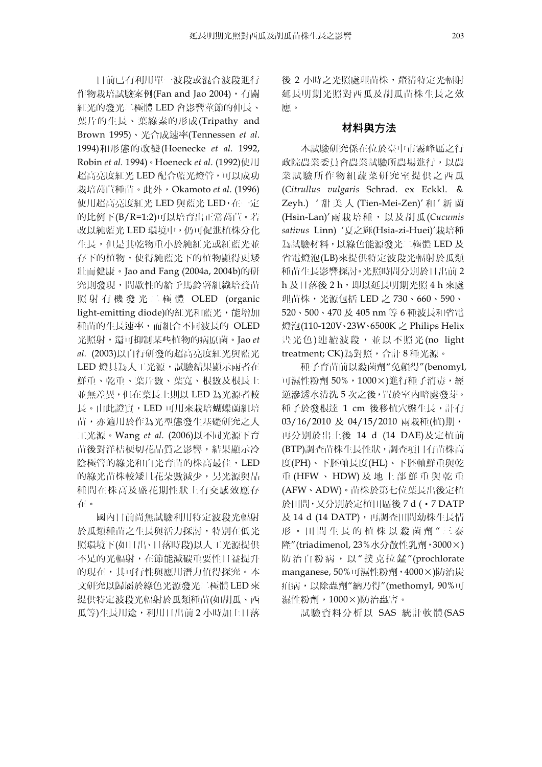目前已有利用單一波段或混合波段進行作物栽培試驗案例(Fan and Jao 2004)，有關紅光的發光二極體 LED 會影響莖節的伸長、葉片的生長、葉綠素的形成(Tripathy and Brown 1995)、光合成速率(Tennessen *et al*. 1994)和形態的改變(Hoenecke *et al.* 1992, Robin *et al*. 1994)。Hoeneck *et al*. (1992)使用超高亮度紅光 LED 配合藍光燈管，可以成功栽培萵苣種苗。此外，Okamoto *et al*. (1996)使用超高亮度紅光 LED 與藍光 LED，在一定的比例下(B/R=1:2)可以培育出正常萵苣。若改以純藍光 LED 環境中，仍可促進植株分化生長，但是其乾物重小於純紅光或紅藍光並存下的植物，使得純藍光下的植物顯得更矮壯而健康。Jao and Fang (2004a, 2004b)的研究則發現，間歇性的給予馬鈴薯組織培養苗照射有機發光二極體 OLED (organic light-emitting diode)的紅光和藍光，能增加種苗的生長速率，而組合不同波長的 OLED 光照射，還可抑制某些植物的病原菌。Jao *et al*. (2003)以自行研發的超高亮度紅光與藍光 LED 燈具為人工光源，試驗結果顯示兩者在鮮重、乾重、葉片數、葉寬、根數及根長上並無差異，但在葉長上則以 LED 為光源者較長。由此證實，LED 可用來栽培蝴蝶蘭組培苗，亦適用於作為光型態發生基礎研究之人工光源。Wang *et al.* (2006)以不同光源下育苗後對洋桔梗切花品質之影響，結果顯示冷陰極管的綠光和白光育苗的株高最佳，LED 的綠光苗株較矮且花朵數減少，另光源與品種間在株高及盛花期性狀上有交感效應存在。

國內目前尚無試驗利用特定波段光輻射於瓜類種苗之生長與活力探討，特別在低光照環境下(如日出、日落時段)以人工光源提供不足的光輻射，在節能減碳重要性日益提升的現在，其可行性與應用潛力值得探究。本文研究以歸屬於綠色光源發光二極體 LED 來提供特定波段光輻射於瓜類種苗(如胡瓜、西瓜等)生長用途，利用日出前 2 小時加上日落後 2 小時之光照處理苗株，釐清特定光輻射延長明期光照對西瓜及胡瓜苗株生長之效應。

## 材料與方法

本試驗研究係在位於臺中市霧峰區之行政院農業委員會農業試驗所農場進行，以農業試驗所作物組蔬菜研究室提供之西瓜(*Citrullus vulgaris* Schrad. ex Eckkl. & Zeyh.)‘甜美人(Tien-Mei-Zen)’和‘新蘭(Hsin-Lan)’兩栽培種，以及胡瓜(*Cucumis sativus* Linn)‘夏之輝(Hsia-zi-Huei)’栽培種為試驗材料，以綠色能源發光二極體 LED 及省電燈泡(LB)來提供特定波段光輻射於瓜類種苗生長影響探討。光照時間分別於日出前 2 h 及日落後 2 h，即以延長明期光照 4 h 來處理苗株，光源包括 LED 之 730、660、590、520、500、470 及 405 nm 等 6 種波長和省電燈泡(110-120V、23W、6500K 之 Philips Helix 晝光色)連續波段，並以不照光(no light treatment; CK)為對照，合計 8 種光源。

種子育苗前以殺菌劑“免賴得”(benomyl, 可濕性粉劑 50%，1000×)進行種子消毒，經逆滲透水清洗 5 次之後，置於室內暗處發芽。種子於發根達 1 cm 後移植穴盤生長，計有 03/16/2010 及 04/15/2010 兩栽種(植)期，再分別於出土後 14 d (14 DAE)及定植前(BTP)調查苗株生長性狀，調查項目有苗株高度(PH)、下胚軸長度(HL)、下胚軸鮮重與乾重 (HFW、HDW) 及地上部鮮重與乾重 (AFW、ADW)。苗株於第七位葉長出後定植於田間，又分別於定植田區後 7 d (・7 DATP 及 14 d (14 DATP)，再調查田間幼株生長情形。田間生長的植株以殺菌劑“三泰隆”(triadimenol, 23%水分散性乳劑，3000×)防治白粉病，以“撲克拉錳”(prochlorate manganese, 50%可濕性粉劑，4000×)防治炭疽病，以除蟲劑“納乃得”(methomyl, 90%可濕性粉劑，1000×)防治蟲害。

試驗資料分析以 SAS 統計軟體(SAS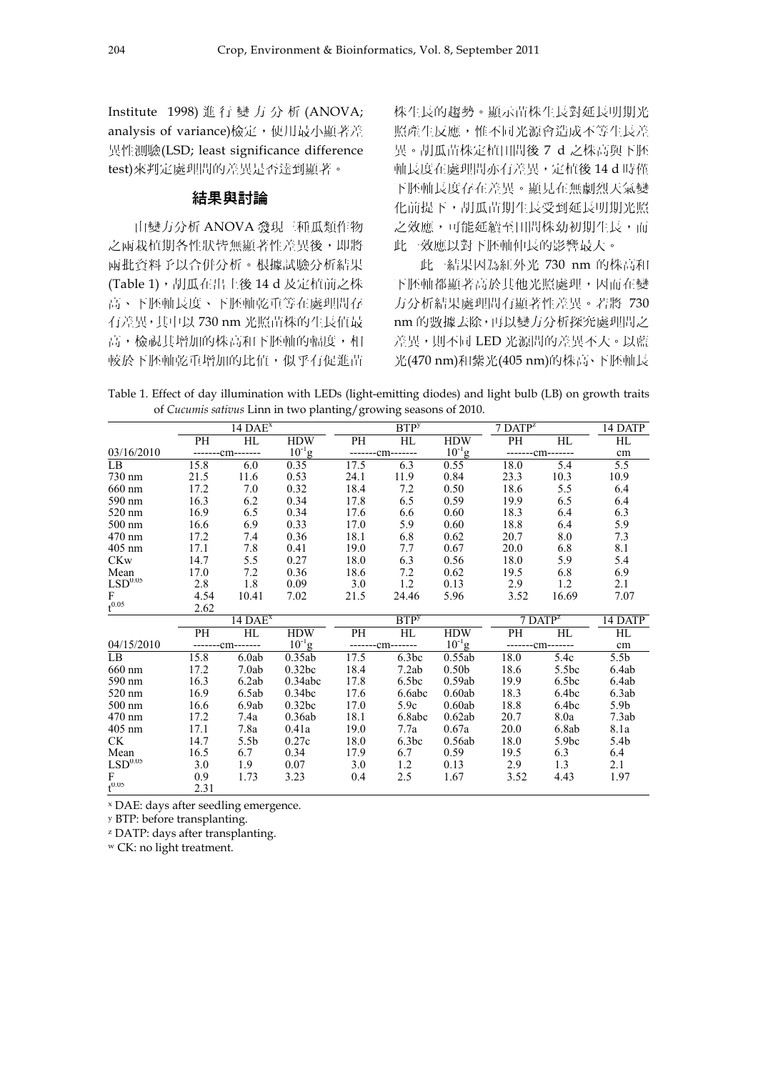Institute 1998) 進行變方分析 (ANOVA; analysis of variance)檢定，使用最小顯著差異性測驗(LSD; least significance difference test)來判定處理間的差異是否達到顯著。

## 結果與討論

由變方分析 ANOVA 發現三種瓜類作物之兩栽植期各性狀皆無顯著性差異後，即將兩批資料予以合併分析。根據試驗分析結果 (Table 1)，胡瓜在出土後 14 d 及定植前之株高、下胚軸長度、下胚軸乾重等在處理間存有差異，其中以 730 nm 光照苗株的生長值最高，檢視其增加的株高和下胚軸的幅度，相較於下胚軸乾重增加的比值，似乎有促進苗株生長的趨勢。顯示苗株生長對延長明期光照產生反應，惟不同光源會造成不等生長差異。胡瓜苗株定植田間後 7 d 之株高與下胚軸長度在處理間亦有差異，定植後 14 d 時僅下胚軸長度存在差異。顯見在無劇烈天氣變化前提下，胡瓜苗期生長受到延長明期光照之效應，可能延續至田間株幼初期生長，而此一效應以對下胚軸伸長的影響最大。

此一結果因為紅外光 730 nm 的株高和下胚軸都顯著高於其他光照處理，因而在變方分析結果處理間有顯著性差異。若將 730 nm 的數據去除，再以變方分析探究處理間之差異，則不同 LED 光源間的差異不大。以藍光(470 nm)和紫光(405 nm)的株高、下胚軸長

Table 1. Effect of day illumination with LEDs (light-emitting diodes) and light bulb (LB) on growth traits of *Cucumis sativus* Linn in two planting/growing seasons of 2010.

| | 14 DAE[x] | | | BTP[y] | | | 7 DATP[z] | | 14 DATP |
|---|---|---|---|---|---|---|---|---|---|
| | PH | HL | HDW | PH | HL | HDW | PH | HL | HL |
| 03/16/2010 | -------cm------- | | $10^{-1}$g | -------cm------- | | $10^{-1}$g | -------cm------- | | cm |
| LB | 15.8 | 6.0 | 0.35 | 17.5 | 6.3 | 0.55 | 18.0 | 5.4 | 5.5 |
| 730 nm | 21.5 | 11.6 | 0.53 | 24.1 | 11.9 | 0.84 | 23.3 | 10.3 | 10.9 |
| 660 nm | 17.2 | 7.0 | 0.32 | 18.4 | 7.2 | 0.50 | 18.6 | 5.5 | 6.4 |
| 590 nm | 16.3 | 6.2 | 0.34 | 17.8 | 6.5 | 0.59 | 19.9 | 6.5 | 6.4 |
| 520 nm | 16.9 | 6.5 | 0.34 | 17.6 | 6.6 | 0.60 | 18.3 | 6.4 | 6.3 |
| 500 nm | 16.6 | 6.9 | 0.33 | 17.0 | 5.9 | 0.60 | 18.8 | 6.4 | 5.9 |
| 470 nm | 17.2 | 7.4 | 0.36 | 18.1 | 6.8 | 0.62 | 20.7 | 8.0 | 7.3 |
| 405 nm | 17.1 | 7.8 | 0.41 | 19.0 | 7.7 | 0.67 | 20.0 | 6.8 | 8.1 |
| CK[w] | 14.7 | 5.5 | 0.27 | 18.0 | 6.3 | 0.56 | 18.0 | 5.9 | 5.4 |
| Mean | 17.0 | 7.2 | 0.36 | 18.6 | 7.2 | 0.62 | 19.5 | 6.8 | 6.9 |
| $LSD^{0.05}$ | 2.8 | 1.8 | 0.09 | 3.0 | 1.2 | 0.13 | 2.9 | 1.2 | 2.1 |
| F | 4.54 | 10.41 | 7.02 | 21.5 | 24.46 | 5.96 | 3.52 | 16.69 | 7.07 |
| $t^{0.05}$ | 2.62 | | | | | | | | |
| | 14 DAE[x] | | | BTP[y] | | | 7 DATP[z] | | 14 DATP |
| | PH | HL | HDW | PH | HL | HDW | PH | HL | HL |
| 04/15/2010 | -------cm------- | | $10^{-1}$g | -------cm------- | | $10^{-1}$g | -------cm------- | | cm |
| LB | 15.8 | 6.0ab | 0.35ab | 17.5 | 6.3bc | 0.55ab | 18.0 | 5.4c | 5.5b |
| 660 nm | 17.2 | 7.0ab | 0.32bc | 18.4 | 7.2ab | 0.50b | 18.6 | 5.5bc | 6.4ab |
| 590 nm | 16.3 | 6.2ab | 0.34abc | 17.8 | 6.5bc | 0.59ab | 19.9 | 6.5bc | 6.4ab |
| 520 nm | 16.9 | 6.5ab | 0.34bc | 17.6 | 6.6abc | 0.60ab | 18.3 | 6.4bc | 6.3ab |
| 500 nm | 16.6 | 6.9ab | 0.32bc | 17.0 | 5.9c | 0.60ab | 18.8 | 6.4bc | 5.9b |
| 470 nm | 17.2 | 7.4a | 0.36ab | 18.1 | 6.8abc | 0.62ab | 20.7 | 8.0a | 7.3ab |
| 405 nm | 17.1 | 7.8a | 0.41a | 19.0 | 7.7a | 0.67a | 20.0 | 6.8ab | 8.1a |
| CK | 14.7 | 5.5b | 0.27c | 18.0 | 6.3bc | 0.56ab | 18.0 | 5.9bc | 5.4b |
| Mean | 16.5 | 6.7 | 0.34 | 17.9 | 6.7 | 0.59 | 19.5 | 6.3 | 6.4 |
| $LSD^{0.05}$ | 3.0 | 1.9 | 0.07 | 3.0 | 1.2 | 0.13 | 2.9 | 1.3 | 2.1 |
| F | 0.9 | 1.73 | 3.23 | 0.4 | 2.5 | 1.67 | 3.52 | 4.43 | 1.97 |
| $t^{0.05}$ | 2.31 | | | | | | | | |

[x] DAE: days after seedling emergence.

[y] BTP: before transplanting.

[z] DATP: days after transplanting.

[w] CK: no light treatment.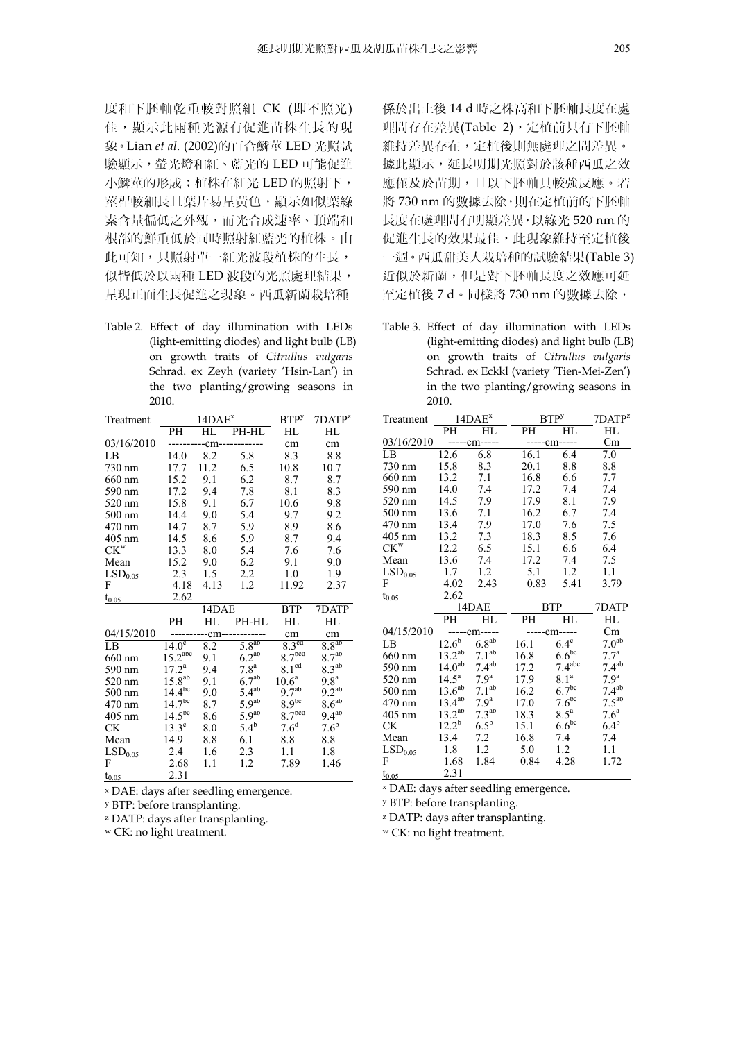度和下胚軸乾重較對照組 CK (即不照光)佳，顯示此兩種光源有促進苗株生長的現象。Lian *et al*. (2002)的百合鱗莖 LED 光照試驗顯示，螢光燈和紅、藍光的 LED 可能促進小鱗莖的形成；植株在紅光 LED 的照射下，莖稈較細長且葉片易呈黃色，顯示如似葉綠素含量偏低之外觀，而光合成速率、頂端和根部的鮮重低於同時照射紅藍光的植株。由此可知，只照射單一紅光波段植株的生長，似皆低於以兩種 LED 波段的光照處理結果，呈現正面生長促進之現象。西瓜新蘭栽培種係於出土後 14 d 時之株高和下胚軸長度在處理間存在差異(Table 2)，定植前只有下胚軸維持差異存在，定植後則無處理之間差異。據此顯示，延長明期光照對於該種西瓜之效應僅及於苗期，且以下胚軸具較強反應。若將 730 nm 的數據去除，則在定植前的下胚軸長度在處理間有明顯差異，以綠光 520 nm 的促進生長的效果最佳，此現象維持至定植後一週。西瓜甜美人栽培種的試驗結果(Table 3)近似於新蘭，但是對下胚軸長度之效應可延至定植後 7 d。同樣將 730 nm 的數據去除，

Table 2. Effect of day illumination with LEDs (light-emitting diodes) and light bulb (LB) on growth traits of *Citrullus vulgaris* Schrad. ex Zeyh (variety 'Hsin-Lan') in the two planting/growing seasons in 2010.

| Treatment | 14DAE[x] | | | BTP[y] | 7DATP[z] |
|---|---|---|---|---|---|
| | PH | HL | PH-HL | HL | HL |
| 03/16/2010 | ----------cm------------ | | | cm | cm |
| LB | 14.0 | 8.2 | 5.8 | 8.3 | 8.8 |
| 730 nm | 17.7 | 11.2 | 6.5 | 10.8 | 10.7 |
| 660 nm | 15.2 | 9.1 | 6.2 | 8.7 | 8.7 |
| 590 nm | 17.2 | 9.4 | 7.8 | 8.1 | 8.3 |
| 520 nm | 15.8 | 9.1 | 6.7 | 10.6 | 9.8 |
| 500 nm | 14.4 | 9.0 | 5.4 | 9.7 | 9.2 |
| 470 nm | 14.7 | 8.7 | 5.9 | 8.9 | 8.6 |
| 405 nm | 14.5 | 8.6 | 5.9 | 8.7 | 9.4 |
| CK[w] | 13.3 | 8.0 | 5.4 | 7.6 | 7.6 |
| Mean | 15.2 | 9.0 | 6.2 | 9.1 | 9.0 |
| $LSD_{0.05}$ | 2.3 | 1.5 | 2.2 | 1.0 | 1.9 |
| F | 4.18 | 4.13 | 1.2 | 11.92 | 2.37 |
| $t_{0.05}$ | 2.62 | | | | |
| | 14DAE | | | BTP | 7DATP |
| | PH | HL | PH-HL | HL | HL |
| 04/15/2010 | ----------cm------------ | | | cm | cm |
| LB | $14.0^{c}$ | 8.2 | $5.8^{ab}$ | $8.3^{cd}$ | $8.8^{ab}$ |
| 660 nm | $15.2^{abc}$ | 9.1 | $6.2^{ab}$ | $8.7^{bcd}$ | $8.7^{ab}$ |
| 590 nm | $17.2^{a}$ | 9.4 | $7.8^{a}$ | $8.1^{cd}$ | $8.3^{ab}$ |
| 520 nm | $15.8^{ab}$ | 9.1 | $6.7^{ab}$ | $10.6^{a}$ | $9.8^{a}$ |
| 500 nm | $14.4^{bc}$ | 9.0 | $5.4^{ab}$ | $9.7^{ab}$ | $9.2^{ab}$ |
| 470 nm | $14.7^{bc}$ | 8.7 | $5.9^{ab}$ | $8.9^{bc}$ | $8.6^{ab}$ |
| 405 nm | $14.5^{bc}$ | 8.6 | $5.9^{ab}$ | $8.7^{bcd}$ | $9.4^{ab}$ |
| CK | $13.3^{c}$ | 8.0 | $5.4^{b}$ | $7.6^{d}$ | $7.6^{b}$ |
| Mean | 14.9 | 8.8 | 6.1 | 8.8 | 8.8 |
| $LSD_{0.05}$ | 2.4 | 1.6 | 2.3 | 1.1 | 1.8 |
| F | 2.68 | 1.1 | 1.2 | 7.89 | 1.46 |
| $t_{0.05}$ | 2.31 | | | | |

x DAE: days after seedling emergence.
y BTP: before transplanting.
z DATP: days after transplanting.
w CK: no light treatment.

Table 3. Effect of day illumination with LEDs (light-emitting diodes) and light bulb (LB) on growth traits of *Citrullus vulgaris* Schrad. ex Eckkl (variety 'Tien-Mei-Zen') in the two planting/growing seasons in 2010.

| Treatment | 14DAE[x] | | BTP[y] | | 7DATP[z] |
|---|---|---|---|---|---|
| | PH | HL | PH | HL | HL |
| 03/16/2010 | -----cm----- | | -----cm----- | | Cm |
| LB | 12.6 | 6.8 | 16.1 | 6.4 | 7.0 |
| 730 nm | 15.8 | 8.3 | 20.1 | 8.8 | 8.8 |
| 660 nm | 13.2 | 7.1 | 16.8 | 6.6 | 7.7 |
| 590 nm | 14.0 | 7.4 | 17.2 | 7.4 | 7.4 |
| 520 nm | 14.5 | 7.9 | 17.9 | 8.1 | 7.9 |
| 500 nm | 13.6 | 7.1 | 16.2 | 6.7 | 7.4 |
| 470 nm | 13.4 | 7.9 | 17.0 | 7.6 | 7.5 |
| 405 nm | 13.2 | 7.3 | 18.3 | 8.5 | 7.6 |
| CK[w] | 12.2 | 6.5 | 15.1 | 6.6 | 6.4 |
| Mean | 13.6 | 7.4 | 17.2 | 7.4 | 7.5 |
| $LSD_{0.05}$ | 1.7 | 1.2 | 5.1 | 1.2 | 1.1 |
| F | 4.02 | 2.43 | 0.83 | 5.41 | 3.79 |
| $t_{0.05}$ | 2.62 | | | | |
| | 14DAE | | BTP | | 7DATP |
| | PH | HL | PH | HL | HL |
| 04/15/2010 | -----cm----- | | -----cm----- | | Cm |
| LB | $12.6^{b}$ | $6.8^{ab}$ | 16.1 | $6.4^{c}$ | $7.0^{ab}$ |
| 660 nm | $13.2^{ab}$ | $7.1^{ab}$ | 16.8 | $6.6^{bc}$ | $7.7^{a}$ |
| 590 nm | $14.0^{ab}$ | $7.4^{ab}$ | 17.2 | $7.4^{abc}$ | $7.4^{ab}$ |
| 520 nm | $14.5^{a}$ | $7.9^{a}$ | 17.9 | $8.1^{a}$ | $7.9^{a}$ |
| 500 nm | $13.6^{ab}$ | $7.1^{ab}$ | 16.2 | $6.7^{bc}$ | $7.4^{ab}$ |
| 470 nm | $13.4^{ab}$ | $7.9^{a}$ | 17.0 | $7.6^{bc}$ | $7.5^{ab}$ |
| 405 nm | $13.2^{ab}$ | $7.3^{ab}$ | 18.3 | $8.5^{a}$ | $7.6^{a}$ |
| CK | $12.2^{b}$ | $6.5^{b}$ | 15.1 | $6.6^{bc}$ | $6.4^{b}$ |
| Mean | 13.4 | 7.2 | 16.8 | 7.4 | 7.4 |
| $LSD_{0.05}$ | 1.8 | 1.2 | 5.0 | 1.2 | 1.1 |
| F | 1.68 | 1.84 | 0.84 | 4.28 | 1.72 |
| $t_{0.05}$ | 2.31 | | | | |

x DAE: days after seedling emergence.
y BTP: before transplanting.
z DATP: days after transplanting.
w CK: no light treatment.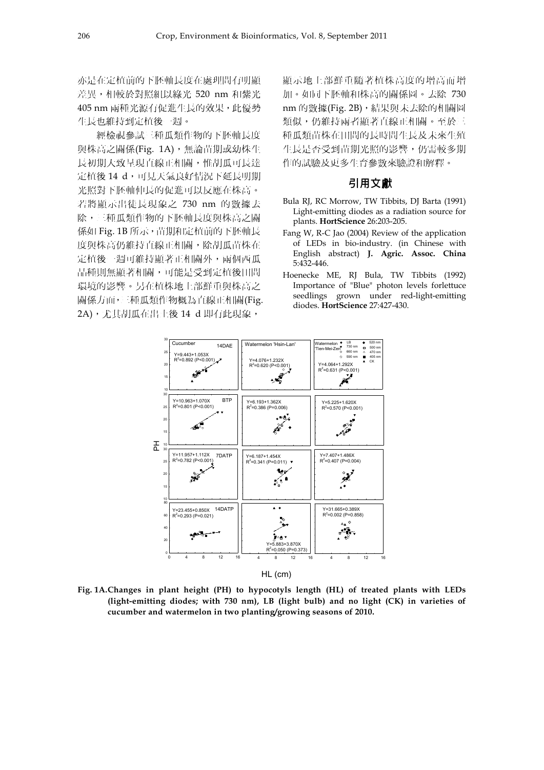亦是在定植前的下胚軸長度在處理間有明顯差異，相較於對照組以綠光 520 nm 和紫光 405 nm 兩種光源有促進生長的效果，此優勢生長也維持到定植後一週。

經檢視參試三種瓜類作物的下胚軸長度與株高之關係(Fig. 1A)，無論苗期或幼株生長初期大致呈現直線正相關，惟胡瓜可長達定植後 14 d，可見天氣良好情況下延長明期光照對下胚軸伸長的促進可以反應在株高。若將顯示出徒長現象之 730 nm 的數據去除，三種瓜類作物的下胚軸長度與株高之關係如 Fig. 1B 所示，苗期和定植前的下胚軸長度與株高仍維持直線正相關，除胡瓜苗株在定植後一週可維持顯著正相關外，兩個西瓜品種則無顯著相關，可能是受到定植後田間環境的影響。另在植株地上部鮮重與株高之關係方面，三種瓜類作物概為直線正相關(Fig. 2A)，尤其胡瓜在出土後 14 d 即有此現象，顯示地上部鮮重隨著植株高度的增高而增加。如同下胚軸和株高的關係圖，去除 730 nm 的數據(Fig. 2B)，結果與未去除的相關圖類似，仍維持兩者顯著直線正相關。至於三種瓜類苗株在田間的長時間生長及未來生殖生長是否受到苗期光照的影響，仍需較多期作的試驗及更多生育參數來驗證和解釋。

## 引用文獻

Bula RJ, RC Morrow, TW Tibbits, DJ Barta (1991) Light-emitting diodes as a radiation source for plants. **HortScience** 26:203-205.

Fang W, R-C Jao (2004) Review of the application of LEDs in bio-industry. (in Chinese with English abstract) **J. Agric. Assoc. China** 5:432-446.

Hoenecke ME, RJ Bula, TW Tibbits (1992) Importance of "Blue" photon levels forlettuce seedlings grown under red-light-emitting diodes. **HortScience** 27:427-430.

**Fig. 1A.Changes in plant height (PH) to hypocotyls length (HL) of treated plants with LEDs (light-emitting diodes; with 730 nm), LB (light bulb) and no light (CK) in varieties of cucumber and watermelon in two planting/growing seasons of 2010.**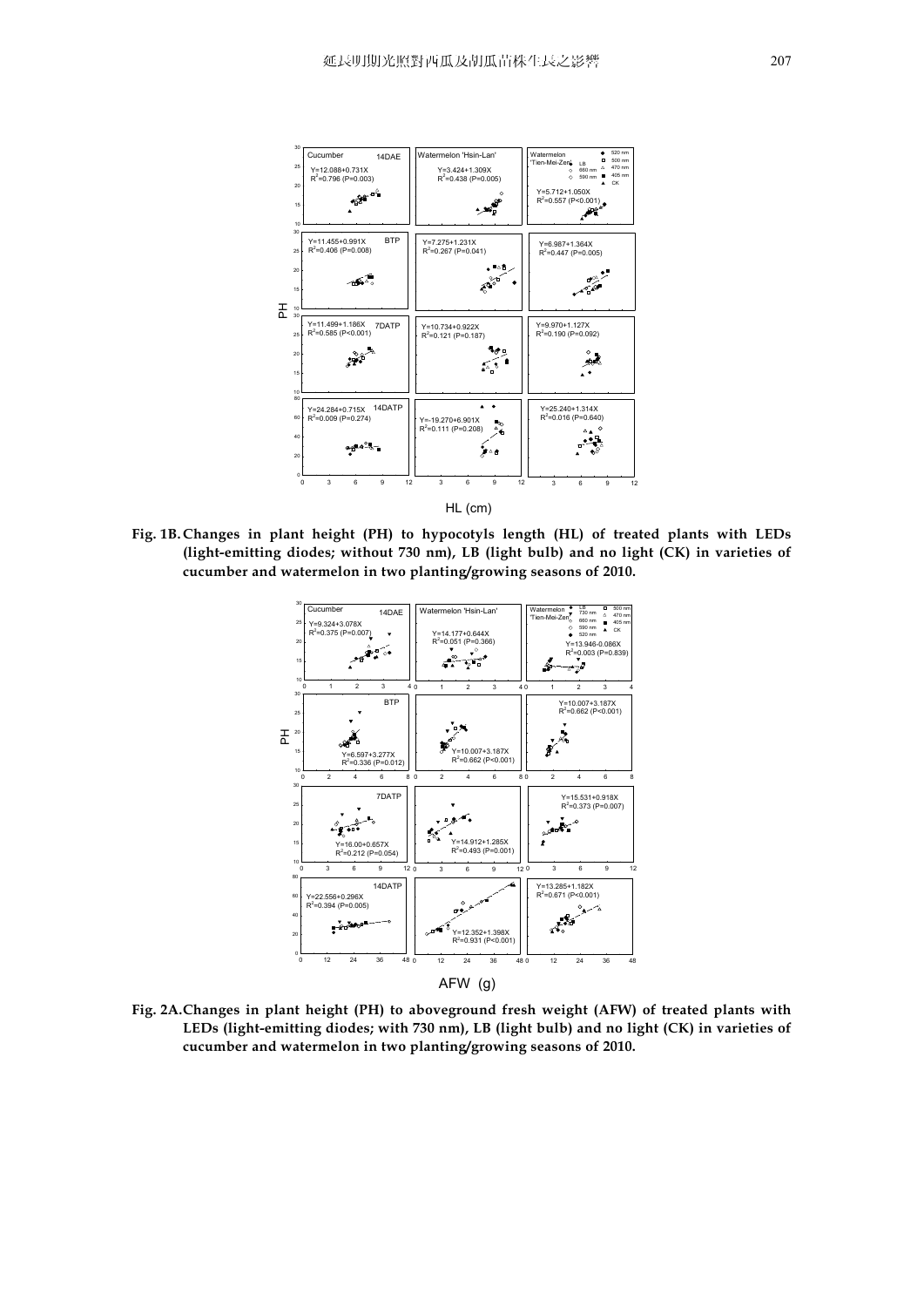**Fig. 1B. Changes in plant height (PH) to hypocotyls length (HL) of treated plants with LEDs (light-emitting diodes; without 730 nm), LB (light bulb) and no light (CK) in varieties of cucumber and watermelon in two planting/growing seasons of 2010.**

**Fig. 2A. Changes in plant height (PH) to aboveground fresh weight (AFW) of treated plants with LEDs (light-emitting diodes; with 730 nm), LB (light bulb) and no light (CK) in varieties of cucumber and watermelon in two planting/growing seasons of 2010.**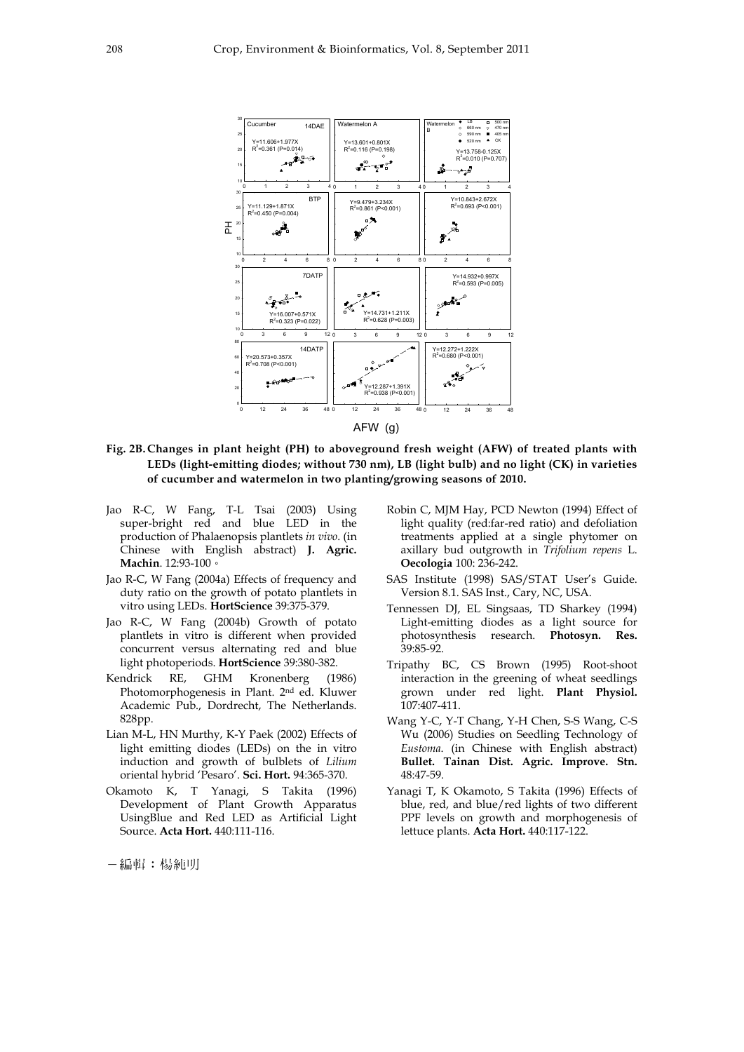Cucumber

14DAE

Y=11.606+1.977X
$R^2$=0.361 (P=0.014)

Watermelon A

Y=13.601+0.801X
$R^2$=0.116 (P=0.198)

Watermelon B

LB
660 nm
590 nm
520 nm
500 nm
470 nm
405 nm
CK

Y=13.758-0.125X
$R^2$=0.010 (P=0.707)

BTP

Y=11.129+1.871X
$R^2$=0.450 (P=0.004)

Y=9.479+3.234X
$R^2$=0.861 (P<0.001)

Y=10.843+2.672X
$R^2$=0.693 (P<0.001)

7DATP

Y=16.007+0.571X
$R^2$=0.323 (P=0.022)

Y=14.731+1.211X
$R^2$=0.628 (P=0.003)

Y=14.932+0.997X
$R^2$=0.593 (P=0.005)

14DATP

Y=20.573+0.357X
$R^2$=0.708 (P<0.001)

Y=12.287+1.391X
$R^2$=0.938 (P<0.001)

Y=12.272+1.222X
$R^2$=0.680 (P<0.001)

PH

AFW (g)

**Fig. 2B. Changes in plant height (PH) to aboveground fresh weight (AFW) of treated plants with LEDs (light-emitting diodes; without 730 nm), LB (light bulb) and no light (CK) in varieties of cucumber and watermelon in two planting/growing seasons of 2010.**

Jao R-C, W Fang, T-L Tsai (2003) Using super-bright red and blue LED in the production of Phalaenopsis plantlets *in vivo*. (in Chinese with English abstract) **J. Agric. Machin**. 12:93-100。

Jao R-C, W Fang (2004a) Effects of frequency and duty ratio on the growth of potato plantlets in vitro using LEDs. **HortScience** 39:375-379.

Jao R-C, W Fang (2004b) Growth of potato plantlets in vitro is different when provided concurrent versus alternating red and blue light photoperiods. **HortScience** 39:380-382.

Kendrick RE, GHM Kronenberg (1986) Photomorphogenesis in Plant. 2nd ed. Kluwer Academic Pub., Dordrecht, The Netherlands. 828pp.

Lian M-L, HN Murthy, K-Y Paek (2002) Effects of light emitting diodes (LEDs) on the in vitro induction and growth of bulblets of *Lilium* oriental hybrid 'Pesaro'. **Sci. Hort.** 94:365-370.

Okamoto K, T Yanagi, S Takita (1996) Development of Plant Growth Apparatus UsingBlue and Red LED as Artificial Light Source. **Acta Hort.** 440:111-116.

Robin C, MJM Hay, PCD Newton (1994) Effect of light quality (red:far-red ratio) and defoliation treatments applied at a single phytomer on axillary bud outgrowth in *Trifolium repens* L. **Oecologia** 100: 236-242.

SAS Institute (1998) SAS/STAT User's Guide. Version 8.1. SAS Inst., Cary, NC, USA.

Tennessen DJ, EL Singsaas, TD Sharkey (1994) Light-emitting diodes as a light source for photosynthesis research. **Photosyn. Res.** 39:85-92.

Tripathy BC, CS Brown (1995) Root-shoot interaction in the greening of wheat seedlings grown under red light. **Plant Physiol.** 107:407-411.

Wang Y-C, Y-T Chang, Y-H Chen, S-S Wang, C-S Wu (2006) Studies on Seedling Technology of *Eustoma*. (in Chinese with English abstract) **Bullet. Tainan Dist. Agric. Improve. Stn.** 48:47-59.

Yanagi T, K Okamoto, S Takita (1996) Effects of blue, red, and blue/red lights of two different PPF levels on growth and morphogenesis of lettuce plants. **Acta Hort.** 440:117-122.

－編輯：楊純明